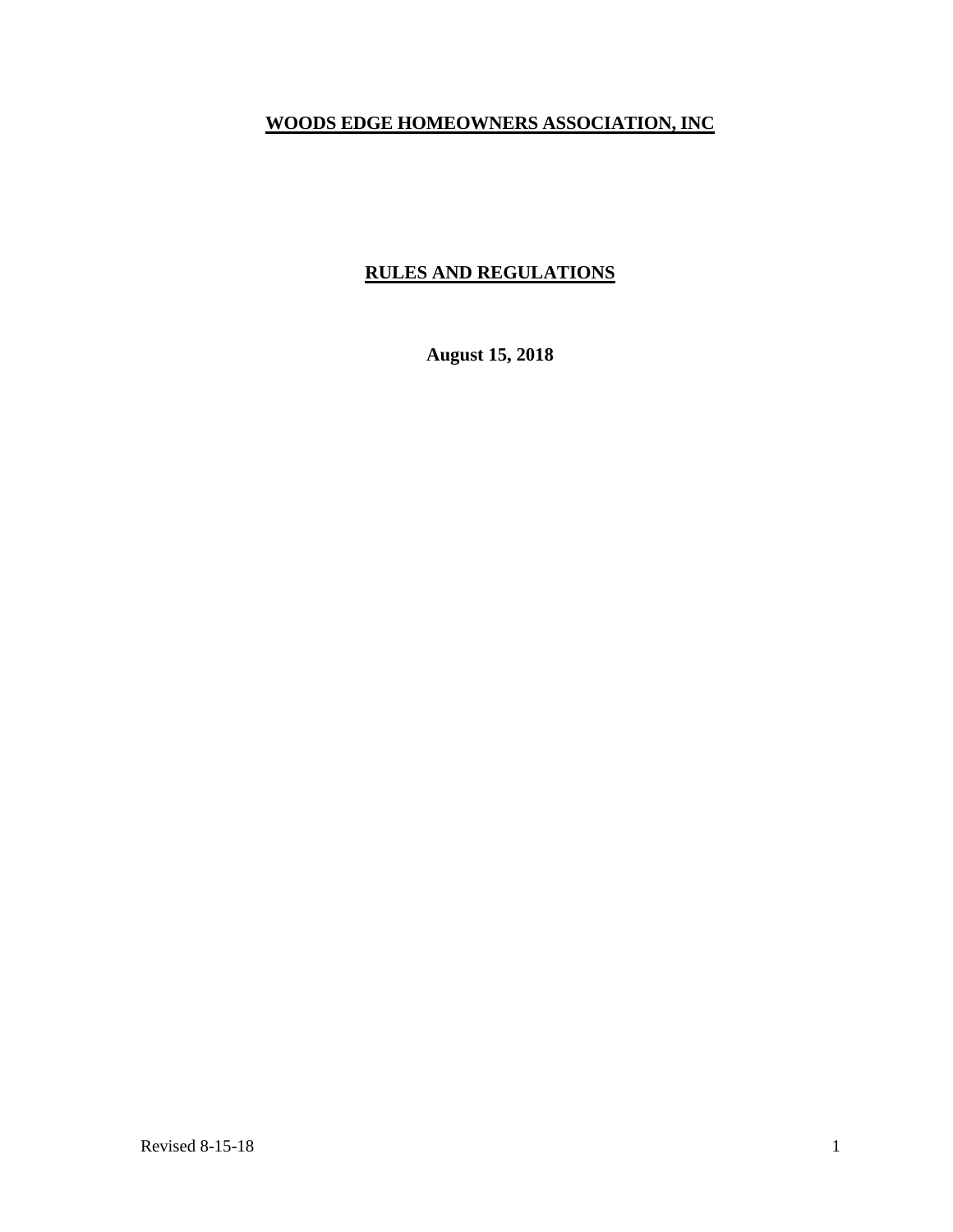# WOODS EDGE HOMEOWNERS ASSOCIATION, INC

## RULES AND REGULATIONS

**August 15, 2018**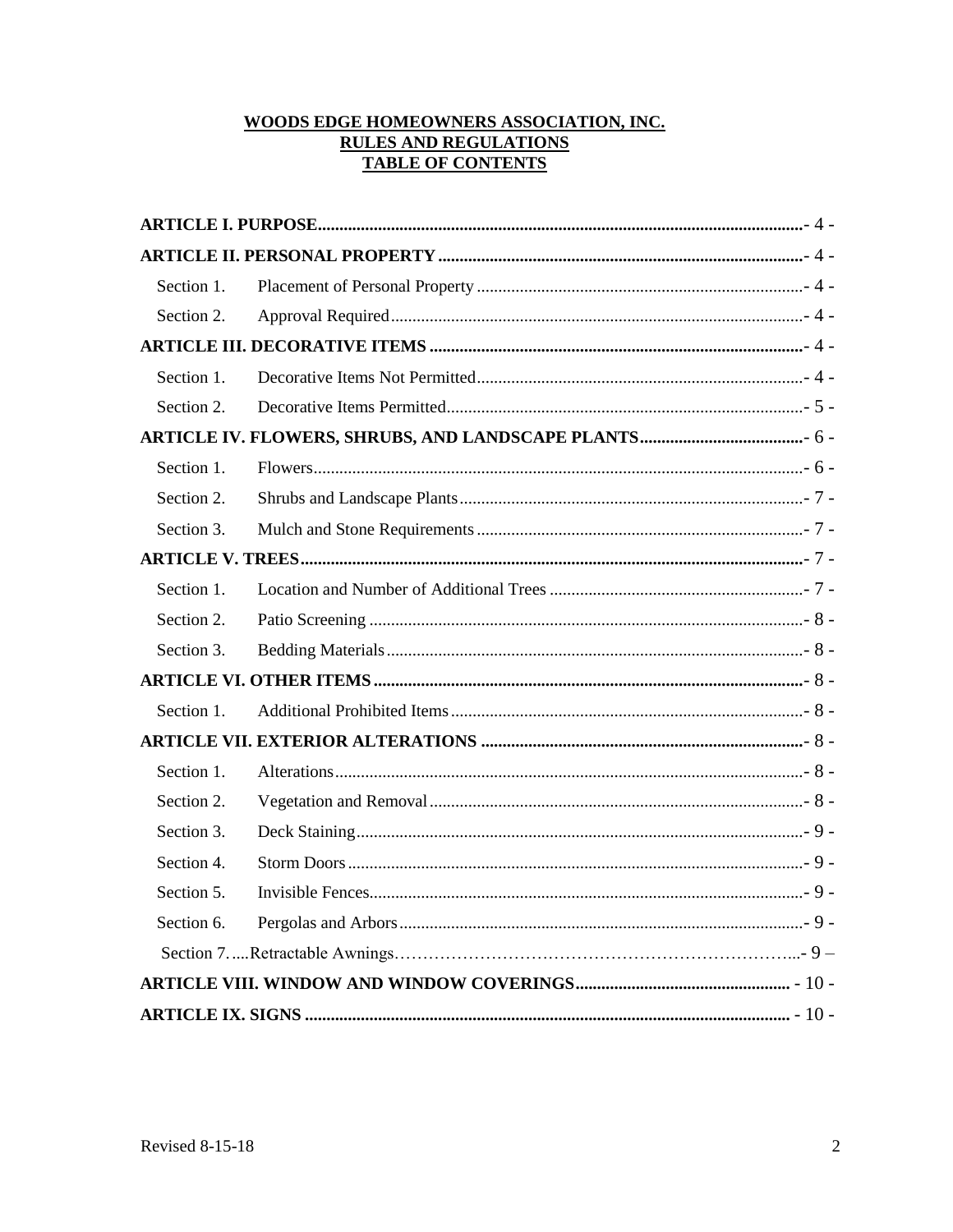**WOODS EDGE HOMEOWNERS ASSOCIATION, INC.**
**RULES AND REGULATIONS**
**TABLE OF CONTENTS**

**ARTICLE I. PURPOSE** - 4 -

**ARTICLE II. PERSONAL PROPERTY** - 4 -

- Section 1. Placement of Personal Property - 4 -
- Section 2. Approval Required - 4 -

**ARTICLE III. DECORATIVE ITEMS** - 4 -

- Section 1. Decorative Items Not Permitted - 4 -
- Section 2. Decorative Items Permitted - 5 -

**ARTICLE IV. FLOWERS, SHRUBS, AND LANDSCAPE PLANTS** - 6 -

- Section 1. Flowers - 6 -
- Section 2. Shrubs and Landscape Plants - 7 -
- Section 3. Mulch and Stone Requirements - 7 -

**ARTICLE V. TREES** - 7 -

- Section 1. Location and Number of Additional Trees - 7 -
- Section 2. Patio Screening - 8 -
- Section 3. Bedding Materials - 8 -

**ARTICLE VI. OTHER ITEMS** - 8 -

- Section 1. Additional Prohibited Items - 8 -

**ARTICLE VII. EXTERIOR ALTERATIONS** - 8 -

- Section 1. Alterations - 8 -
- Section 2. Vegetation and Removal - 8 -
- Section 3. Deck Staining - 9 -
- Section 4. Storm Doors - 9 -
- Section 5. Invisible Fences - 9 -
- Section 6. Pergolas and Arbors - 9 -
- Section 7. Retractable Awnings - 9 –

**ARTICLE VIII. WINDOW AND WINDOW COVERINGS** - 10 -

**ARTICLE IX. SIGNS** - 10 -

Revised 8-15-18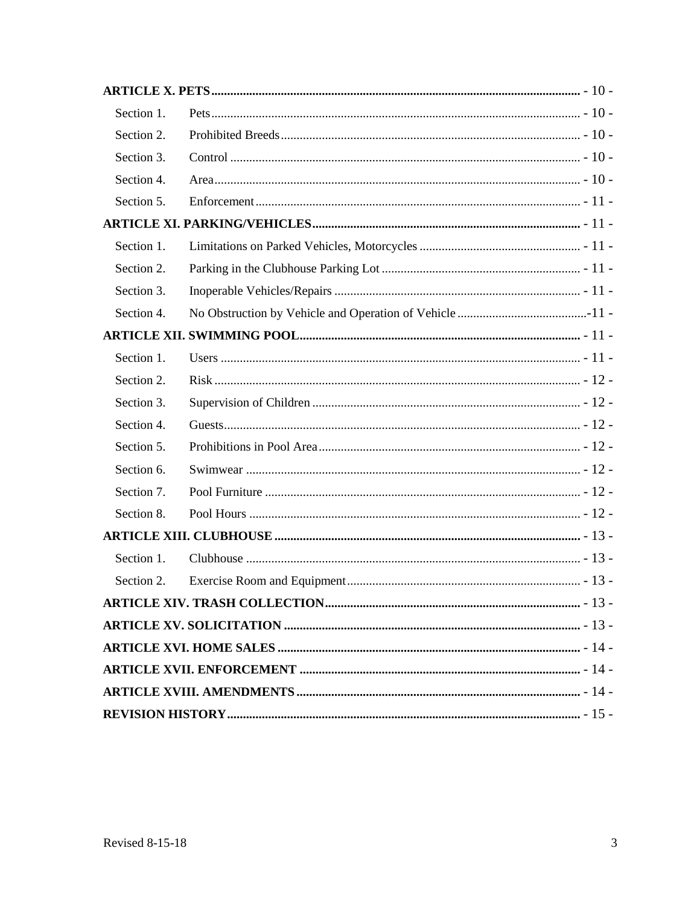**ARTICLE X. PETS** ........................................................................................................ - 10 -

Section 1. Pets ........................................................................................................ - 10 -

Section 2. Prohibited Breeds .................................................................................... - 10 -

Section 3. Control .................................................................................................... - 10 -

Section 4. Area ......................................................................................................... - 10 -

Section 5. Enforcement ........................................................................................... - 11 -

**ARTICLE XI. PARKING/VEHICLES** ................................................................................ - 11 -

Section 1. Limitations on Parked Vehicles, Motorcycles ............................................ - 11 -

Section 2. Parking in the Clubhouse Parking Lot ....................................................... - 11 -

Section 3. Inoperable Vehicles/Repairs ..................................................................... - 11 -

Section 4. No Obstruction by Vehicle and Operation of Vehicle .................................-11 -

**ARTICLE XII. SWIMMING POOL** .................................................................................... - 11 -

Section 1. Users ....................................................................................................... - 11 -

Section 2. Risk ......................................................................................................... - 12 -

Section 3. Supervision of Children ............................................................................ - 12 -

Section 4. Guests ...................................................................................................... - 12 -

Section 5. Prohibitions in Pool Area ........................................................................... - 12 -

Section 6. Swimwear ................................................................................................. - 12 -

Section 7. Pool Furniture ........................................................................................... - 12 -

Section 8. Pool Hours ................................................................................................ - 12 -

**ARTICLE XIII. CLUBHOUSE** ........................................................................................... - 13 -

Section 1. Clubhouse ................................................................................................. - 13 -

Section 2. Exercise Room and Equipment .................................................................. - 13 -

**ARTICLE XIV. TRASH COLLECTION** ................................................................................ - 13 -

**ARTICLE XV. SOLICITATION** ........................................................................................... - 13 -

**ARTICLE XVI. HOME SALES** ........................................................................................... - 14 -

**ARTICLE XVII. ENFORCEMENT** ....................................................................................... - 14 -

**ARTICLE XVIII. AMENDMENTS** ....................................................................................... - 14 -

**REVISION HISTORY** ....................................................................................................... - 15 -

Revised 8-15-18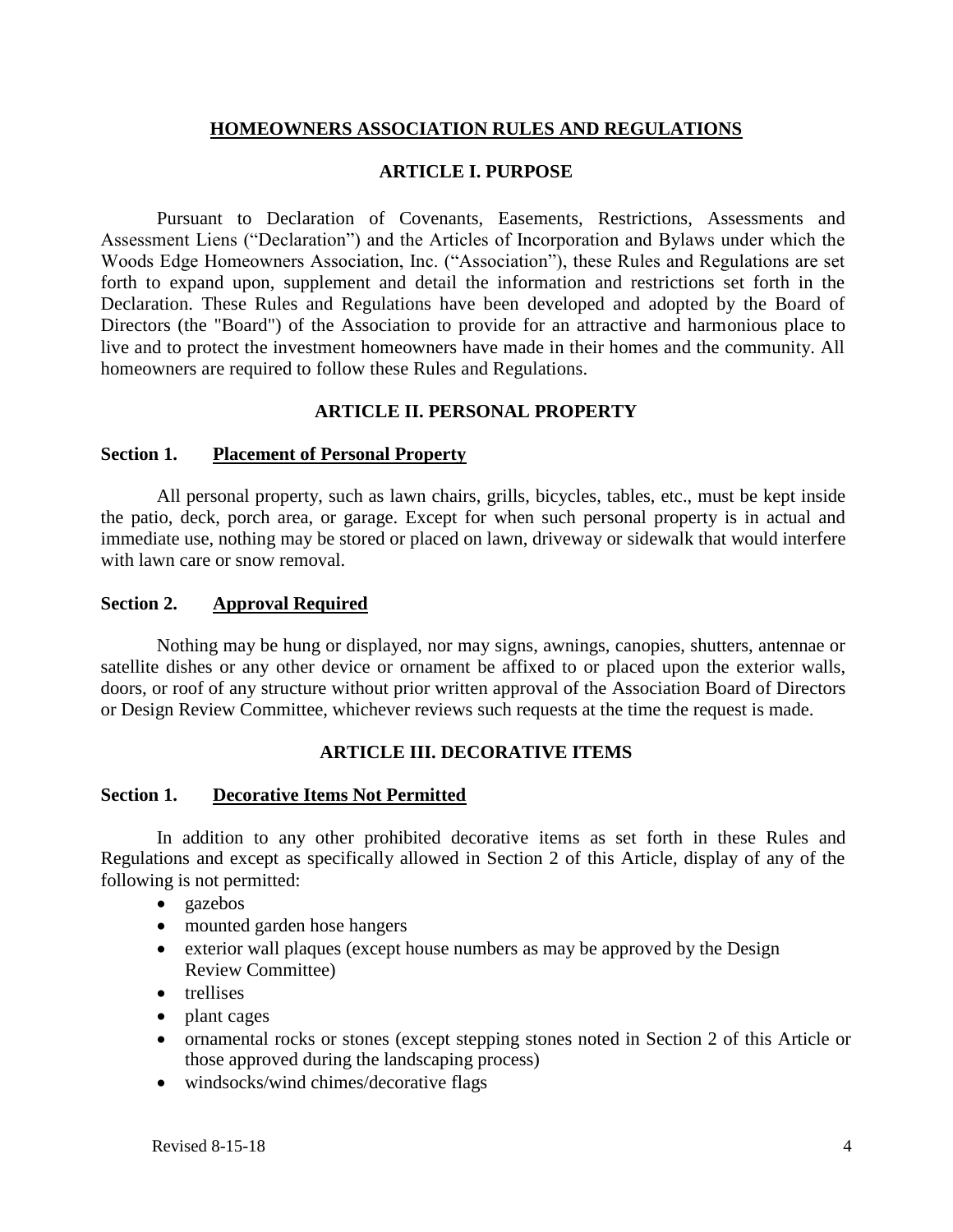# HOMEOWNERS ASSOCIATION RULES AND REGULATIONS

## ARTICLE I. PURPOSE

Pursuant to Declaration of Covenants, Easements, Restrictions, Assessments and Assessment Liens ("Declaration") and the Articles of Incorporation and Bylaws under which the Woods Edge Homeowners Association, Inc. ("Association"), these Rules and Regulations are set forth to expand upon, supplement and detail the information and restrictions set forth in the Declaration. These Rules and Regulations have been developed and adopted by the Board of Directors (the "Board") of the Association to provide for an attractive and harmonious place to live and to protect the investment homeowners have made in their homes and the community. All homeowners are required to follow these Rules and Regulations.

## ARTICLE II. PERSONAL PROPERTY

### Section 1. Placement of Personal Property

All personal property, such as lawn chairs, grills, bicycles, tables, etc., must be kept inside the patio, deck, porch area, or garage. Except for when such personal property is in actual and immediate use, nothing may be stored or placed on lawn, driveway or sidewalk that would interfere with lawn care or snow removal.

### Section 2. Approval Required

Nothing may be hung or displayed, nor may signs, awnings, canopies, shutters, antennae or satellite dishes or any other device or ornament be affixed to or placed upon the exterior walls, doors, or roof of any structure without prior written approval of the Association Board of Directors or Design Review Committee, whichever reviews such requests at the time the request is made.

## ARTICLE III. DECORATIVE ITEMS

### Section 1. Decorative Items Not Permitted

In addition to any other prohibited decorative items as set forth in these Rules and Regulations and except as specifically allowed in Section 2 of this Article, display of any of the following is not permitted:

- gazebos
- mounted garden hose hangers
- exterior wall plaques (except house numbers as may be approved by the Design Review Committee)
- trellises
- plant cages
- ornamental rocks or stones (except stepping stones noted in Section 2 of this Article or those approved during the landscaping process)
- windsocks/wind chimes/decorative flags

Revised 8-15-18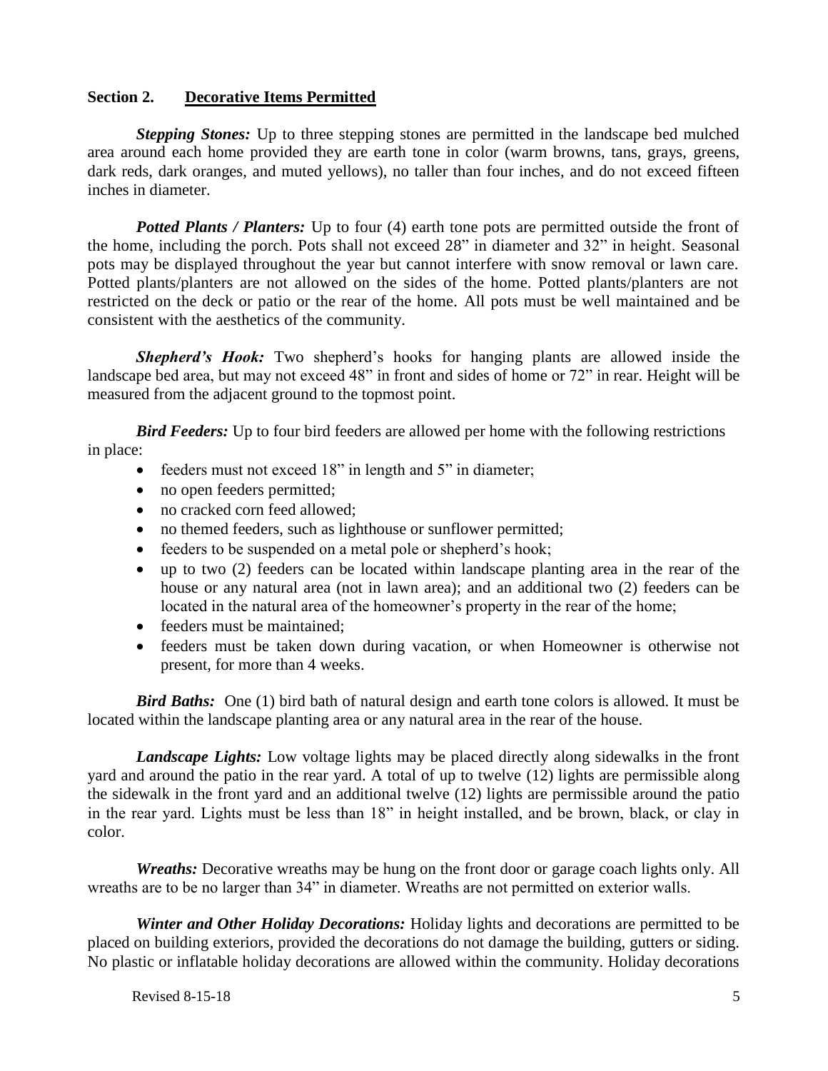## Section 2. Decorative Items Permitted

***Stepping Stones:*** Up to three stepping stones are permitted in the landscape bed mulched area around each home provided they are earth tone in color (warm browns, tans, grays, greens, dark reds, dark oranges, and muted yellows), no taller than four inches, and do not exceed fifteen inches in diameter.

***Potted Plants / Planters:*** Up to four (4) earth tone pots are permitted outside the front of the home, including the porch. Pots shall not exceed 28" in diameter and 32" in height. Seasonal pots may be displayed throughout the year but cannot interfere with snow removal or lawn care. Potted plants/planters are not allowed on the sides of the home. Potted plants/planters are not restricted on the deck or patio or the rear of the home. All pots must be well maintained and be consistent with the aesthetics of the community.

***Shepherd's Hook:*** Two shepherd's hooks for hanging plants are allowed inside the landscape bed area, but may not exceed 48" in front and sides of home or 72" in rear. Height will be measured from the adjacent ground to the topmost point.

***Bird Feeders:*** Up to four bird feeders are allowed per home with the following restrictions in place:

- feeders must not exceed 18" in length and 5" in diameter;
- no open feeders permitted;
- no cracked corn feed allowed;
- no themed feeders, such as lighthouse or sunflower permitted;
- feeders to be suspended on a metal pole or shepherd's hook;
- up to two (2) feeders can be located within landscape planting area in the rear of the house or any natural area (not in lawn area); and an additional two (2) feeders can be located in the natural area of the homeowner's property in the rear of the home;
- feeders must be maintained;
- feeders must be taken down during vacation, or when Homeowner is otherwise not present, for more than 4 weeks.

***Bird Baths:*** One (1) bird bath of natural design and earth tone colors is allowed. It must be located within the landscape planting area or any natural area in the rear of the house.

***Landscape Lights:*** Low voltage lights may be placed directly along sidewalks in the front yard and around the patio in the rear yard. A total of up to twelve (12) lights are permissible along the sidewalk in the front yard and an additional twelve (12) lights are permissible around the patio in the rear yard. Lights must be less than 18" in height installed, and be brown, black, or clay in color.

***Wreaths:*** Decorative wreaths may be hung on the front door or garage coach lights only. All wreaths are to be no larger than 34" in diameter. Wreaths are not permitted on exterior walls.

***Winter and Other Holiday Decorations:*** Holiday lights and decorations are permitted to be placed on building exteriors, provided the decorations do not damage the building, gutters or siding. No plastic or inflatable holiday decorations are allowed within the community. Holiday decorations

Revised 8-15-18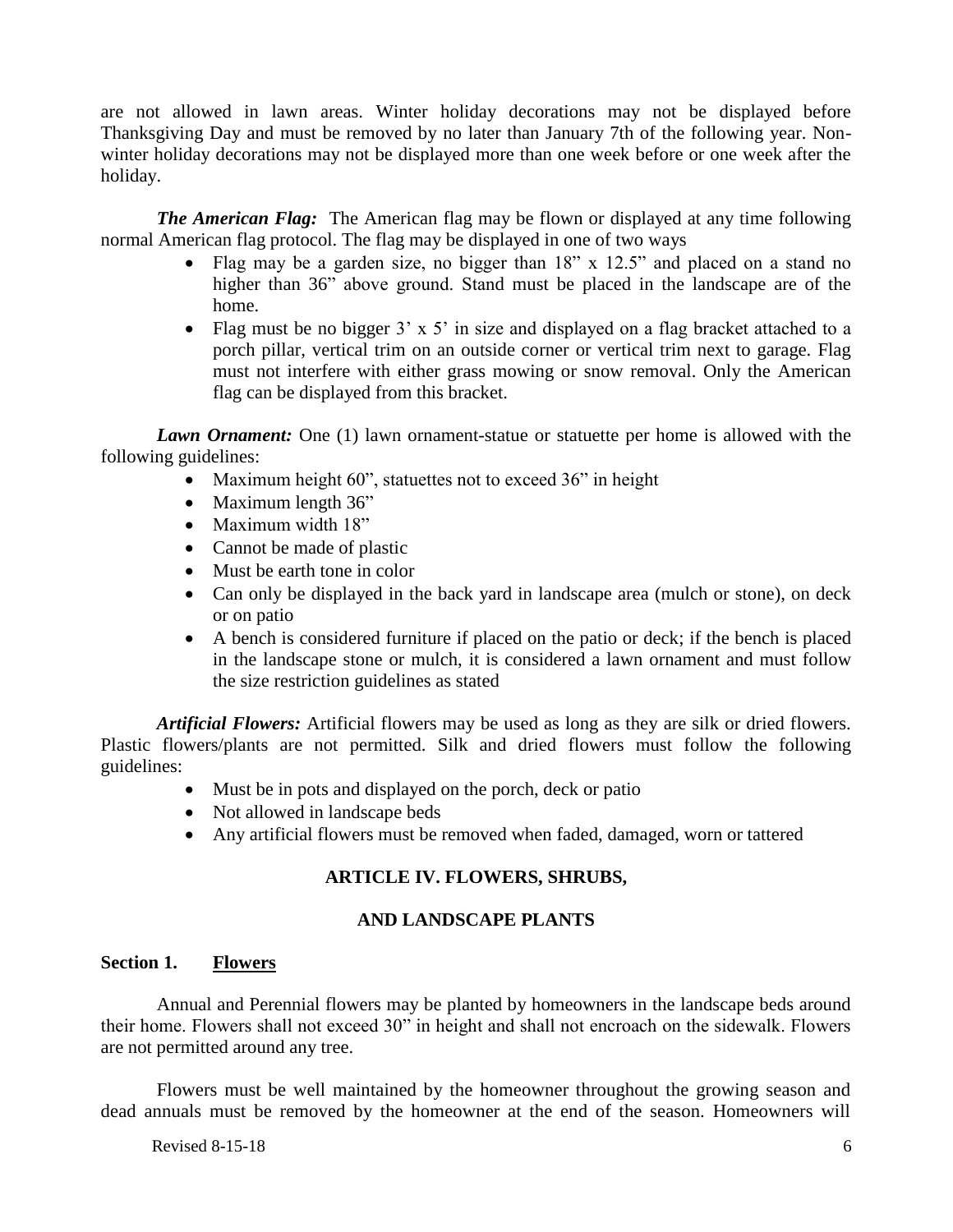are not allowed in lawn areas. Winter holiday decorations may not be displayed before Thanksgiving Day and must be removed by no later than January 7th of the following year. Non-winter holiday decorations may not be displayed more than one week before or one week after the holiday.

***The American Flag:*** The American flag may be flown or displayed at any time following normal American flag protocol. The flag may be displayed in one of two ways

- Flag may be a garden size, no bigger than 18" x 12.5" and placed on a stand no higher than 36" above ground. Stand must be placed in the landscape are of the home.
- Flag must be no bigger 3' x 5' in size and displayed on a flag bracket attached to a porch pillar, vertical trim on an outside corner or vertical trim next to garage. Flag must not interfere with either grass mowing or snow removal. Only the American flag can be displayed from this bracket.

***Lawn Ornament:*** One (1) lawn ornament-statue or statuette per home is allowed with the following guidelines:

- Maximum height 60", statuettes not to exceed 36" in height
- Maximum length 36"
- Maximum width 18"
- Cannot be made of plastic
- Must be earth tone in color
- Can only be displayed in the back yard in landscape area (mulch or stone), on deck or on patio
- A bench is considered furniture if placed on the patio or deck; if the bench is placed in the landscape stone or mulch, it is considered a lawn ornament and must follow the size restriction guidelines as stated

***Artificial Flowers:*** Artificial flowers may be used as long as they are silk or dried flowers. Plastic flowers/plants are not permitted. Silk and dried flowers must follow the following guidelines:

- Must be in pots and displayed on the porch, deck or patio
- Not allowed in landscape beds
- Any artificial flowers must be removed when faded, damaged, worn or tattered

## ARTICLE IV. FLOWERS, SHRUBS,

## AND LANDSCAPE PLANTS

### Section 1. Flowers

Annual and Perennial flowers may be planted by homeowners in the landscape beds around their home. Flowers shall not exceed 30" in height and shall not encroach on the sidewalk. Flowers are not permitted around any tree.

Flowers must be well maintained by the homeowner throughout the growing season and dead annuals must be removed by the homeowner at the end of the season. Homeowners will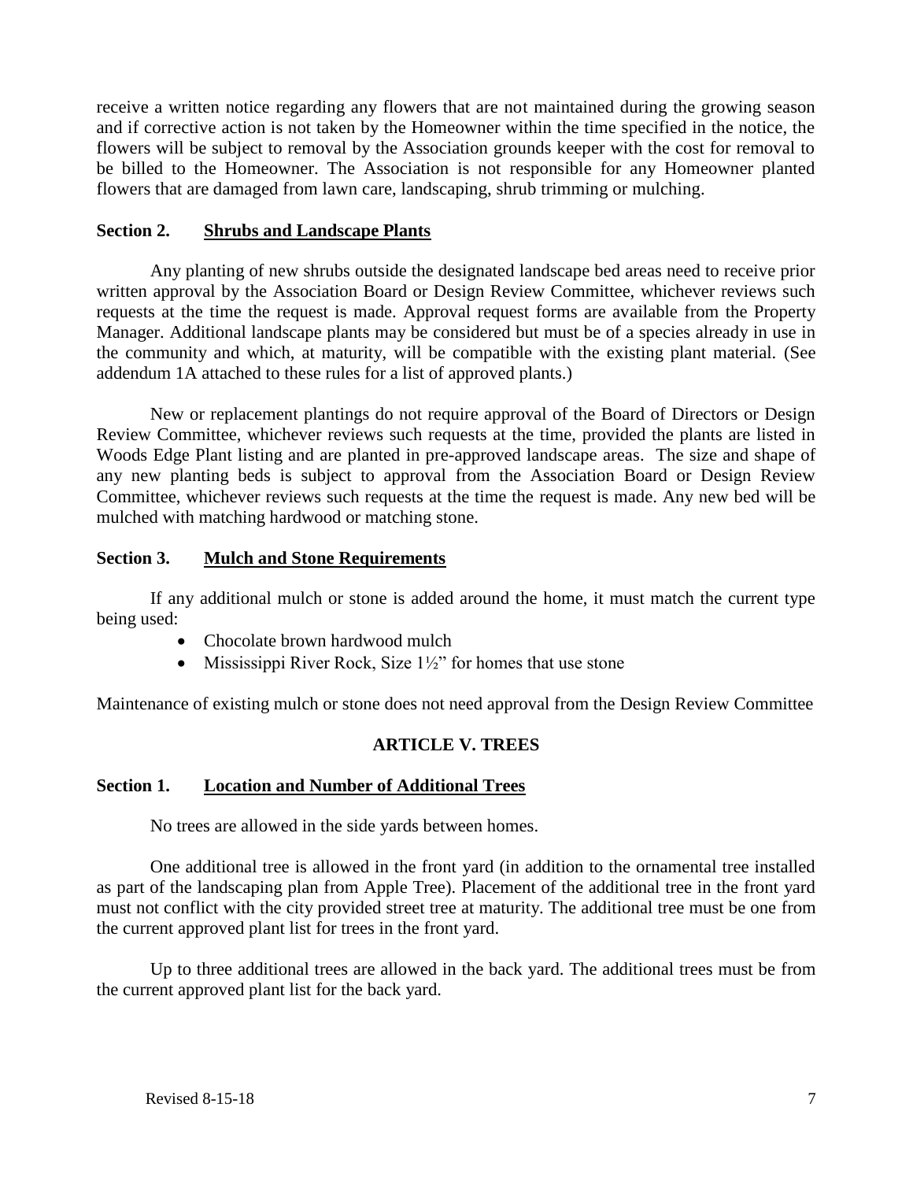receive a written notice regarding any flowers that are not maintained during the growing season and if corrective action is not taken by the Homeowner within the time specified in the notice, the flowers will be subject to removal by the Association grounds keeper with the cost for removal to be billed to the Homeowner. The Association is not responsible for any Homeowner planted flowers that are damaged from lawn care, landscaping, shrub trimming or mulching.

### Section 2. <u>Shrubs and Landscape Plants</u>

Any planting of new shrubs outside the designated landscape bed areas need to receive prior written approval by the Association Board or Design Review Committee, whichever reviews such requests at the time the request is made. Approval request forms are available from the Property Manager. Additional landscape plants may be considered but must be of a species already in use in the community and which, at maturity, will be compatible with the existing plant material. (See addendum 1A attached to these rules for a list of approved plants.)

New or replacement plantings do not require approval of the Board of Directors or Design Review Committee, whichever reviews such requests at the time, provided the plants are listed in Woods Edge Plant listing and are planted in pre-approved landscape areas. The size and shape of any new planting beds is subject to approval from the Association Board or Design Review Committee, whichever reviews such requests at the time the request is made. Any new bed will be mulched with matching hardwood or matching stone.

### Section 3. <u>Mulch and Stone Requirements</u>

If any additional mulch or stone is added around the home, it must match the current type being used:

- Chocolate brown hardwood mulch
- Mississippi River Rock, Size 1½" for homes that use stone

Maintenance of existing mulch or stone does not need approval from the Design Review Committee

## ARTICLE V. TREES

### Section 1. <u>Location and Number of Additional Trees</u>

No trees are allowed in the side yards between homes.

One additional tree is allowed in the front yard (in addition to the ornamental tree installed as part of the landscaping plan from Apple Tree). Placement of the additional tree in the front yard must not conflict with the city provided street tree at maturity. The additional tree must be one from the current approved plant list for trees in the front yard.

Up to three additional trees are allowed in the back yard. The additional trees must be from the current approved plant list for the back yard.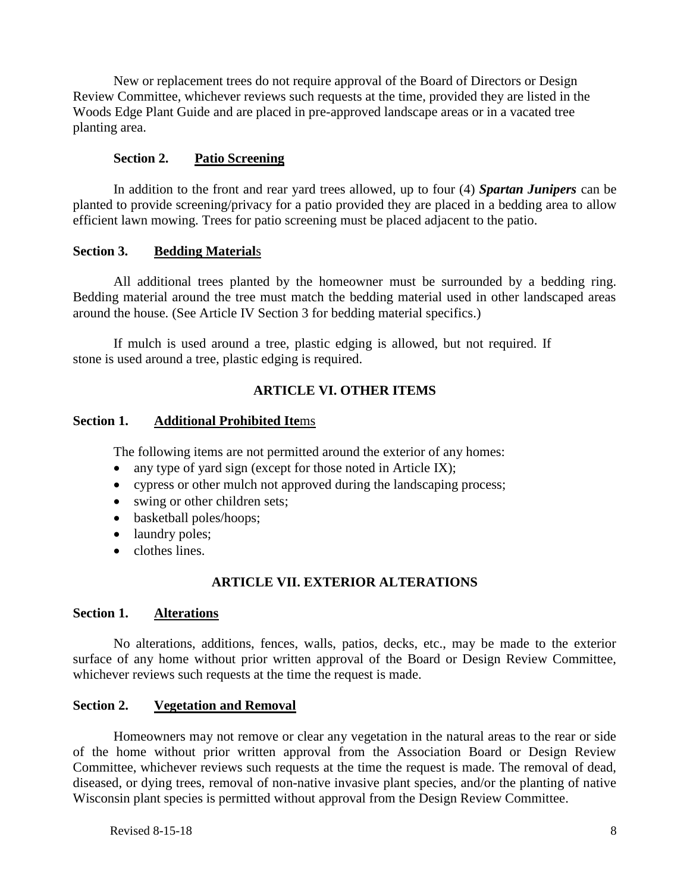New or replacement trees do not require approval of the Board of Directors or Design Review Committee, whichever reviews such requests at the time, provided they are listed in the Woods Edge Plant Guide and are placed in pre-approved landscape areas or in a vacated tree planting area.

### Section 2. Patio Screening

In addition to the front and rear yard trees allowed, up to four (4) ***Spartan Junipers*** can be planted to provide screening/privacy for a patio provided they are placed in a bedding area to allow efficient lawn mowing. Trees for patio screening must be placed adjacent to the patio.

### Section 3. Bedding Materials

All additional trees planted by the homeowner must be surrounded by a bedding ring. Bedding material around the tree must match the bedding material used in other landscaped areas around the house. (See Article IV Section 3 for bedding material specifics.)

If mulch is used around a tree, plastic edging is allowed, but not required. If stone is used around a tree, plastic edging is required.

## ARTICLE VI. OTHER ITEMS

### Section 1. Additional Prohibited Items

The following items are not permitted around the exterior of any homes:

- any type of yard sign (except for those noted in Article IX);
- cypress or other mulch not approved during the landscaping process;
- swing or other children sets;
- basketball poles/hoops;
- laundry poles;
- clothes lines.

## ARTICLE VII. EXTERIOR ALTERATIONS

### Section 1. Alterations

No alterations, additions, fences, walls, patios, decks, etc., may be made to the exterior surface of any home without prior written approval of the Board or Design Review Committee, whichever reviews such requests at the time the request is made.

### Section 2. Vegetation and Removal

Homeowners may not remove or clear any vegetation in the natural areas to the rear or side of the home without prior written approval from the Association Board or Design Review Committee, whichever reviews such requests at the time the request is made. The removal of dead, diseased, or dying trees, removal of non-native invasive plant species, and/or the planting of native Wisconsin plant species is permitted without approval from the Design Review Committee.

Revised 8-15-18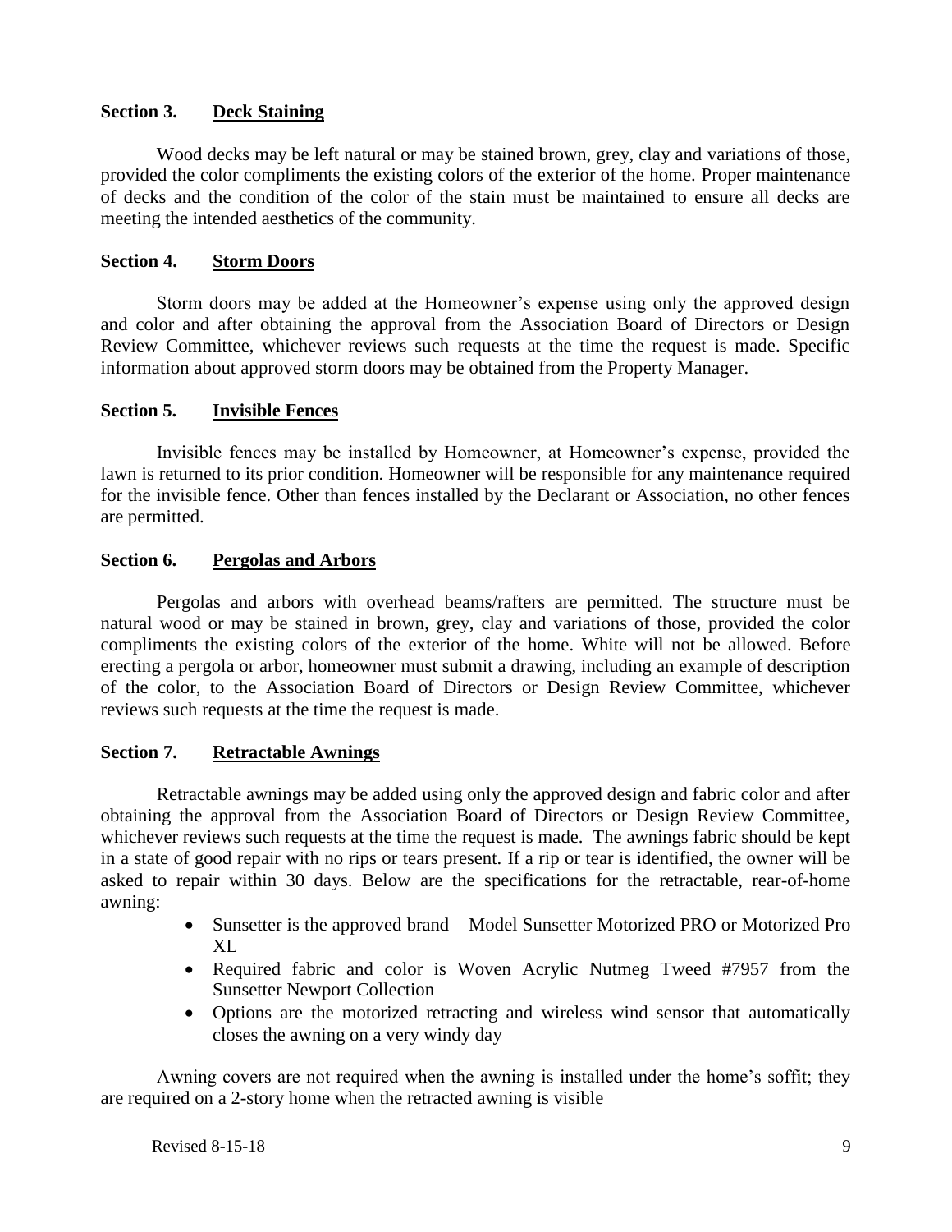## Section 3. Deck Staining

Wood decks may be left natural or may be stained brown, grey, clay and variations of those, provided the color compliments the existing colors of the exterior of the home. Proper maintenance of decks and the condition of the color of the stain must be maintained to ensure all decks are meeting the intended aesthetics of the community.

## Section 4. Storm Doors

Storm doors may be added at the Homeowner's expense using only the approved design and color and after obtaining the approval from the Association Board of Directors or Design Review Committee, whichever reviews such requests at the time the request is made. Specific information about approved storm doors may be obtained from the Property Manager.

## Section 5. Invisible Fences

Invisible fences may be installed by Homeowner, at Homeowner's expense, provided the lawn is returned to its prior condition. Homeowner will be responsible for any maintenance required for the invisible fence. Other than fences installed by the Declarant or Association, no other fences are permitted.

## Section 6. Pergolas and Arbors

Pergolas and arbors with overhead beams/rafters are permitted. The structure must be natural wood or may be stained in brown, grey, clay and variations of those, provided the color compliments the existing colors of the exterior of the home. White will not be allowed. Before erecting a pergola or arbor, homeowner must submit a drawing, including an example of description of the color, to the Association Board of Directors or Design Review Committee, whichever reviews such requests at the time the request is made.

## Section 7. Retractable Awnings

Retractable awnings may be added using only the approved design and fabric color and after obtaining the approval from the Association Board of Directors or Design Review Committee, whichever reviews such requests at the time the request is made. The awnings fabric should be kept in a state of good repair with no rips or tears present. If a rip or tear is identified, the owner will be asked to repair within 30 days. Below are the specifications for the retractable, rear-of-home awning:

- Sunsetter is the approved brand – Model Sunsetter Motorized PRO or Motorized Pro XL
- Required fabric and color is Woven Acrylic Nutmeg Tweed #7957 from the Sunsetter Newport Collection
- Options are the motorized retracting and wireless wind sensor that automatically closes the awning on a very windy day

Awning covers are not required when the awning is installed under the home's soffit; they are required on a 2-story home when the retracted awning is visible

Revised 8-15-18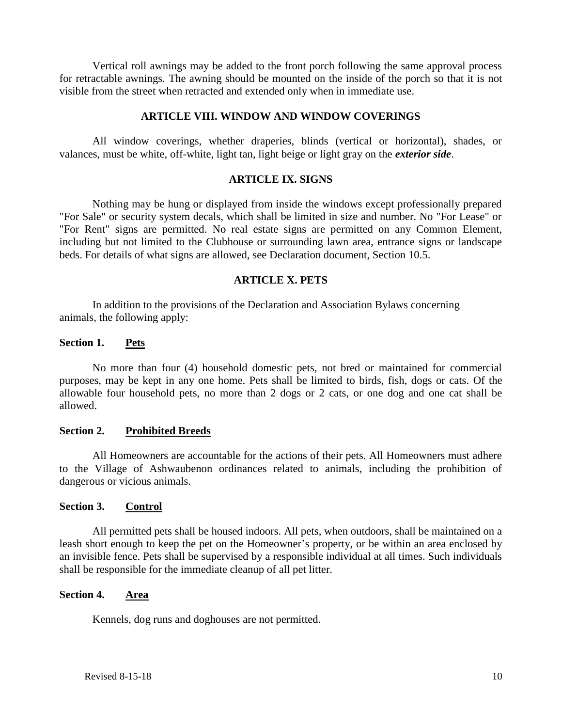Vertical roll awnings may be added to the front porch following the same approval process for retractable awnings. The awning should be mounted on the inside of the porch so that it is not visible from the street when retracted and extended only when in immediate use.

## ARTICLE VIII. WINDOW AND WINDOW COVERINGS

All window coverings, whether draperies, blinds (vertical or horizontal), shades, or valances, must be white, off-white, light tan, light beige or light gray on the ***exterior side***.

## ARTICLE IX. SIGNS

Nothing may be hung or displayed from inside the windows except professionally prepared "For Sale" or security system decals, which shall be limited in size and number. No "For Lease" or "For Rent" signs are permitted. No real estate signs are permitted on any Common Element, including but not limited to the Clubhouse or surrounding lawn area, entrance signs or landscape beds. For details of what signs are allowed, see Declaration document, Section 10.5.

## ARTICLE X. PETS

In addition to the provisions of the Declaration and Association Bylaws concerning animals, the following apply:

**Section 1. Pets**

No more than four (4) household domestic pets, not bred or maintained for commercial purposes, may be kept in any one home. Pets shall be limited to birds, fish, dogs or cats. Of the allowable four household pets, no more than 2 dogs or 2 cats, or one dog and one cat shall be allowed.

**Section 2. Prohibited Breeds**

All Homeowners are accountable for the actions of their pets. All Homeowners must adhere to the Village of Ashwaubenon ordinances related to animals, including the prohibition of dangerous or vicious animals.

**Section 3. Control**

All permitted pets shall be housed indoors. All pets, when outdoors, shall be maintained on a leash short enough to keep the pet on the Homeowner's property, or be within an area enclosed by an invisible fence. Pets shall be supervised by a responsible individual at all times. Such individuals shall be responsible for the immediate cleanup of all pet litter.

**Section 4. Area**

Kennels, dog runs and doghouses are not permitted.

Revised 8-15-18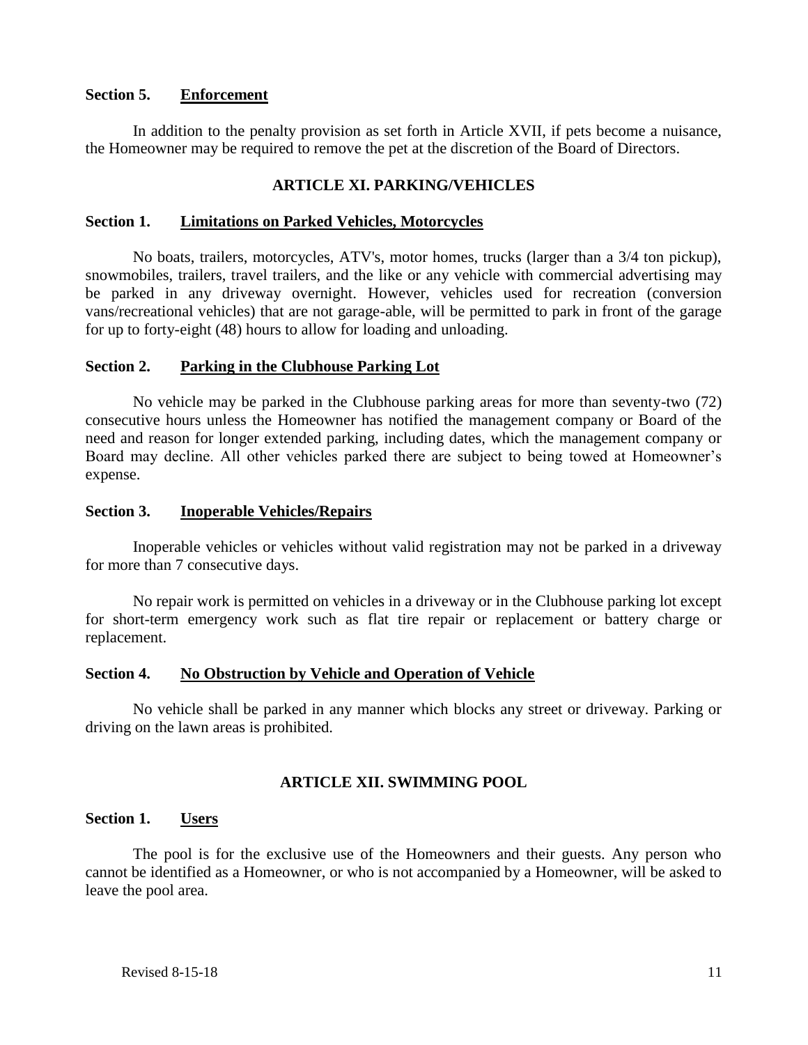**Section 5. Enforcement**

In addition to the penalty provision as set forth in Article XVII, if pets become a nuisance, the Homeowner may be required to remove the pet at the discretion of the Board of Directors.

## ARTICLE XI. PARKING/VEHICLES

**Section 1. Limitations on Parked Vehicles, Motorcycles**

No boats, trailers, motorcycles, ATV's, motor homes, trucks (larger than a 3/4 ton pickup), snowmobiles, trailers, travel trailers, and the like or any vehicle with commercial advertising may be parked in any driveway overnight. However, vehicles used for recreation (conversion vans/recreational vehicles) that are not garage-able, will be permitted to park in front of the garage for up to forty-eight (48) hours to allow for loading and unloading.

**Section 2. Parking in the Clubhouse Parking Lot**

No vehicle may be parked in the Clubhouse parking areas for more than seventy-two (72) consecutive hours unless the Homeowner has notified the management company or Board of the need and reason for longer extended parking, including dates, which the management company or Board may decline. All other vehicles parked there are subject to being towed at Homeowner's expense.

**Section 3. Inoperable Vehicles/Repairs**

Inoperable vehicles or vehicles without valid registration may not be parked in a driveway for more than 7 consecutive days.

No repair work is permitted on vehicles in a driveway or in the Clubhouse parking lot except for short-term emergency work such as flat tire repair or replacement or battery charge or replacement.

**Section 4. No Obstruction by Vehicle and Operation of Vehicle**

No vehicle shall be parked in any manner which blocks any street or driveway. Parking or driving on the lawn areas is prohibited.

## ARTICLE XII. SWIMMING POOL

**Section 1. Users**

The pool is for the exclusive use of the Homeowners and their guests. Any person who cannot be identified as a Homeowner, or who is not accompanied by a Homeowner, will be asked to leave the pool area.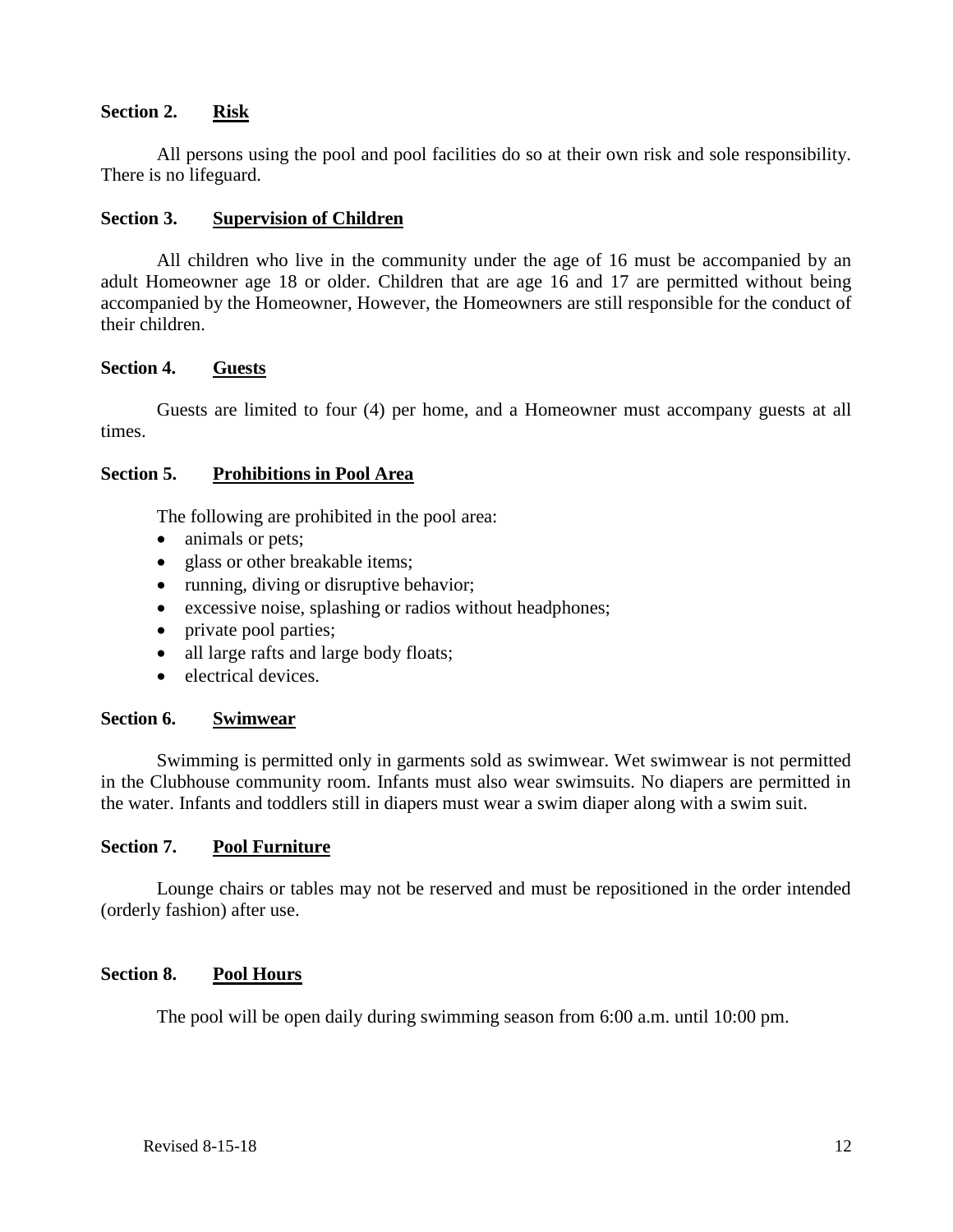### Section 2. Risk

All persons using the pool and pool facilities do so at their own risk and sole responsibility. There is no lifeguard.

### Section 3. Supervision of Children

All children who live in the community under the age of 16 must be accompanied by an adult Homeowner age 18 or older. Children that are age 16 and 17 are permitted without being accompanied by the Homeowner, However, the Homeowners are still responsible for the conduct of their children.

### Section 4. Guests

Guests are limited to four (4) per home, and a Homeowner must accompany guests at all times.

### Section 5. Prohibitions in Pool Area

The following are prohibited in the pool area:

- animals or pets;
- glass or other breakable items;
- running, diving or disruptive behavior;
- excessive noise, splashing or radios without headphones;
- private pool parties;
- all large rafts and large body floats;
- electrical devices.

### Section 6. Swimwear

Swimming is permitted only in garments sold as swimwear. Wet swimwear is not permitted in the Clubhouse community room. Infants must also wear swimsuits. No diapers are permitted in the water. Infants and toddlers still in diapers must wear a swim diaper along with a swim suit.

### Section 7. Pool Furniture

Lounge chairs or tables may not be reserved and must be repositioned in the order intended (orderly fashion) after use.

### Section 8. Pool Hours

The pool will be open daily during swimming season from 6:00 a.m. until 10:00 pm.

Revised 8-15-18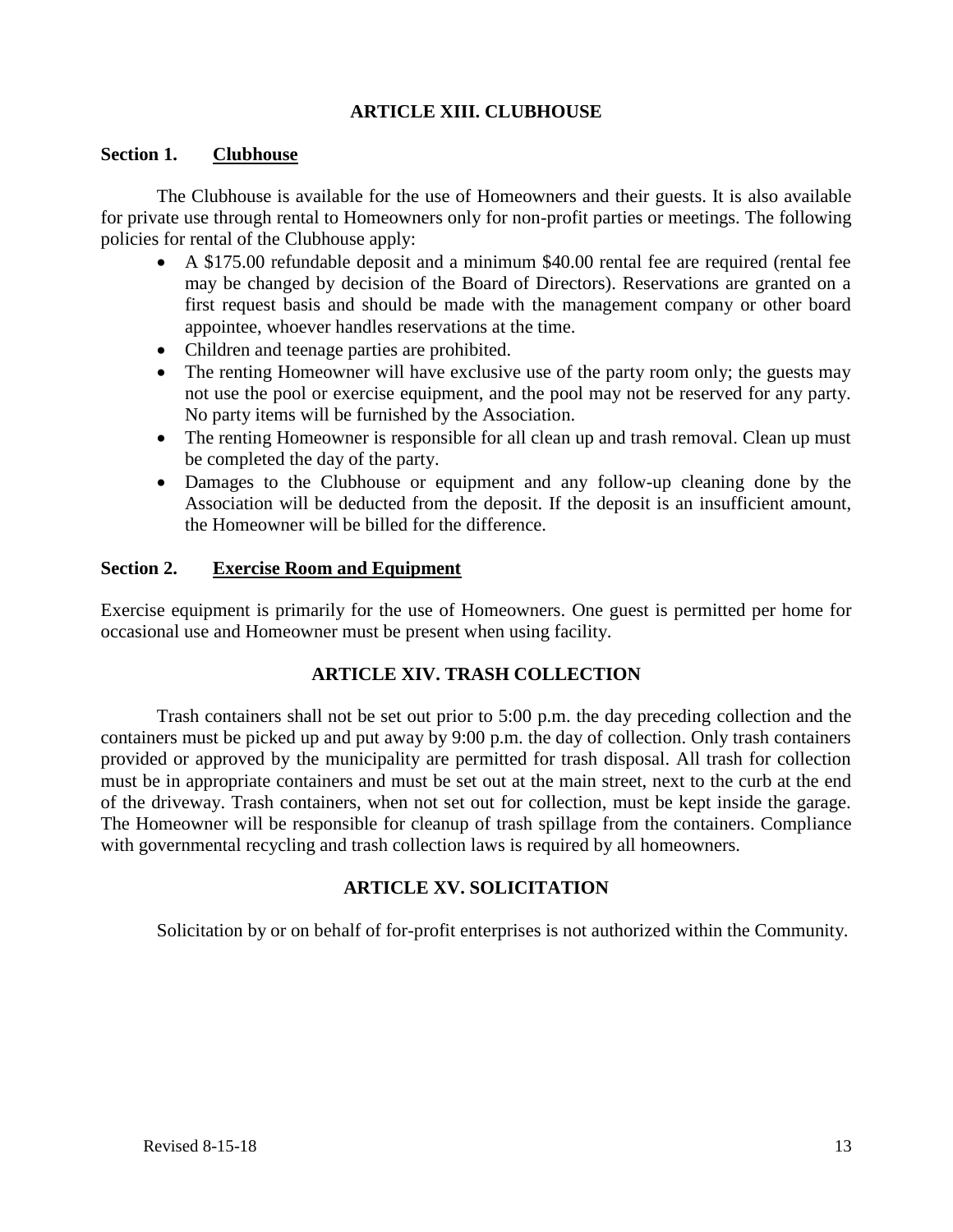## ARTICLE XIII. CLUBHOUSE

### Section 1. Clubhouse

The Clubhouse is available for the use of Homeowners and their guests. It is also available for private use through rental to Homeowners only for non-profit parties or meetings. The following policies for rental of the Clubhouse apply:

- A $175.00 refundable deposit and a minimum $40.00 rental fee are required (rental fee may be changed by decision of the Board of Directors). Reservations are granted on a first request basis and should be made with the management company or other board appointee, whoever handles reservations at the time.
- Children and teenage parties are prohibited.
- The renting Homeowner will have exclusive use of the party room only; the guests may not use the pool or exercise equipment, and the pool may not be reserved for any party. No party items will be furnished by the Association.
- The renting Homeowner is responsible for all clean up and trash removal. Clean up must be completed the day of the party.
- Damages to the Clubhouse or equipment and any follow-up cleaning done by the Association will be deducted from the deposit. If the deposit is an insufficient amount, the Homeowner will be billed for the difference.

### Section 2. Exercise Room and Equipment

Exercise equipment is primarily for the use of Homeowners. One guest is permitted per home for occasional use and Homeowner must be present when using facility.

## ARTICLE XIV. TRASH COLLECTION

Trash containers shall not be set out prior to 5:00 p.m. the day preceding collection and the containers must be picked up and put away by 9:00 p.m. the day of collection. Only trash containers provided or approved by the municipality are permitted for trash disposal. All trash for collection must be in appropriate containers and must be set out at the main street, next to the curb at the end of the driveway. Trash containers, when not set out for collection, must be kept inside the garage. The Homeowner will be responsible for cleanup of trash spillage from the containers. Compliance with governmental recycling and trash collection laws is required by all homeowners.

## ARTICLE XV. SOLICITATION

Solicitation by or on behalf of for-profit enterprises is not authorized within the Community.

Revised 8-15-18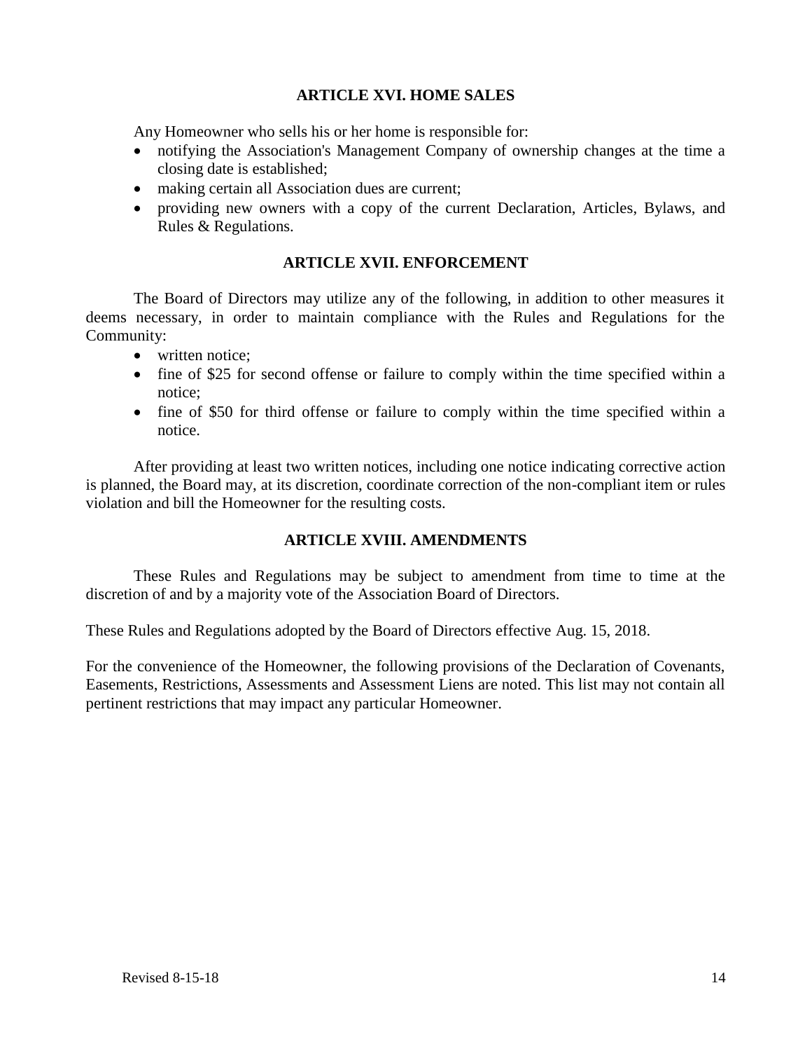## ARTICLE XVI. HOME SALES

Any Homeowner who sells his or her home is responsible for:

- notifying the Association's Management Company of ownership changes at the time a closing date is established;
- making certain all Association dues are current;
- providing new owners with a copy of the current Declaration, Articles, Bylaws, and Rules & Regulations.

## ARTICLE XVII. ENFORCEMENT

The Board of Directors may utilize any of the following, in addition to other measures it deems necessary, in order to maintain compliance with the Rules and Regulations for the Community:

- written notice;
- fine of $25 for second offense or failure to comply within the time specified within a notice;
- fine of $50 for third offense or failure to comply within the time specified within a notice.

After providing at least two written notices, including one notice indicating corrective action is planned, the Board may, at its discretion, coordinate correction of the non-compliant item or rules violation and bill the Homeowner for the resulting costs.

## ARTICLE XVIII. AMENDMENTS

These Rules and Regulations may be subject to amendment from time to time at the discretion of and by a majority vote of the Association Board of Directors.

These Rules and Regulations adopted by the Board of Directors effective Aug. 15, 2018.

For the convenience of the Homeowner, the following provisions of the Declaration of Covenants, Easements, Restrictions, Assessments and Assessment Liens are noted. This list may not contain all pertinent restrictions that may impact any particular Homeowner.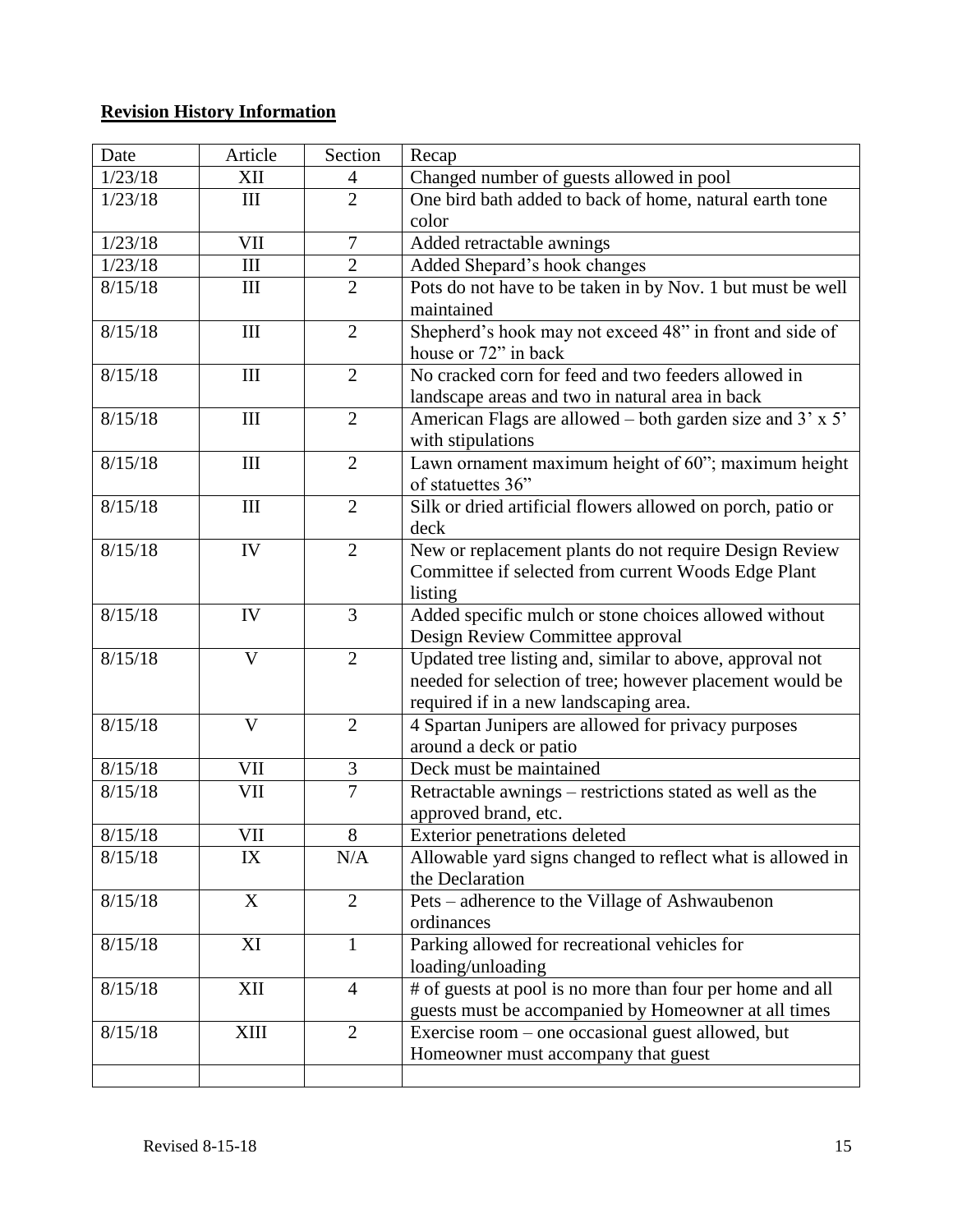**Revision History Information**

| Date | Article | Section | Recap |
|---|---|---|---|
| 1/23/18 | XII | 4 | Changed number of guests allowed in pool |
| 1/23/18 | III | 2 | One bird bath added to back of home, natural earth tone color |
| 1/23/18 | VII | 7 | Added retractable awnings |
| 1/23/18 | III | 2 | Added Shepard's hook changes |
| 8/15/18 | III | 2 | Pots do not have to be taken in by Nov. 1 but must be well maintained |
| 8/15/18 | III | 2 | Shepherd's hook may not exceed 48" in front and side of house or 72" in back |
| 8/15/18 | III | 2 | No cracked corn for feed and two feeders allowed in landscape areas and two in natural area in back |
| 8/15/18 | III | 2 | American Flags are allowed – both garden size and 3' x 5' with stipulations |
| 8/15/18 | III | 2 | Lawn ornament maximum height of 60"; maximum height of statuettes 36" |
| 8/15/18 | III | 2 | Silk or dried artificial flowers allowed on porch, patio or deck |
| 8/15/18 | IV | 2 | New or replacement plants do not require Design Review Committee if selected from current Woods Edge Plant listing |
| 8/15/18 | IV | 3 | Added specific mulch or stone choices allowed without Design Review Committee approval |
| 8/15/18 | V | 2 | Updated tree listing and, similar to above, approval not needed for selection of tree; however placement would be required if in a new landscaping area. |
| 8/15/18 | V | 2 | 4 Spartan Junipers are allowed for privacy purposes around a deck or patio |
| 8/15/18 | VII | 3 | Deck must be maintained |
| 8/15/18 | VII | 7 | Retractable awnings – restrictions stated as well as the approved brand, etc. |
| 8/15/18 | VII | 8 | Exterior penetrations deleted |
| 8/15/18 | IX | N/A | Allowable yard signs changed to reflect what is allowed in the Declaration |
| 8/15/18 | X | 2 | Pets – adherence to the Village of Ashwaubenon ordinances |
| 8/15/18 | XI | 1 | Parking allowed for recreational vehicles for loading/unloading |
| 8/15/18 | XII | 4 | # of guests at pool is no more than four per home and all guests must be accompanied by Homeowner at all times |
| 8/15/18 | XIII | 2 | Exercise room – one occasional guest allowed, but Homeowner must accompany that guest |
| | | | |

Revised 8-15-18